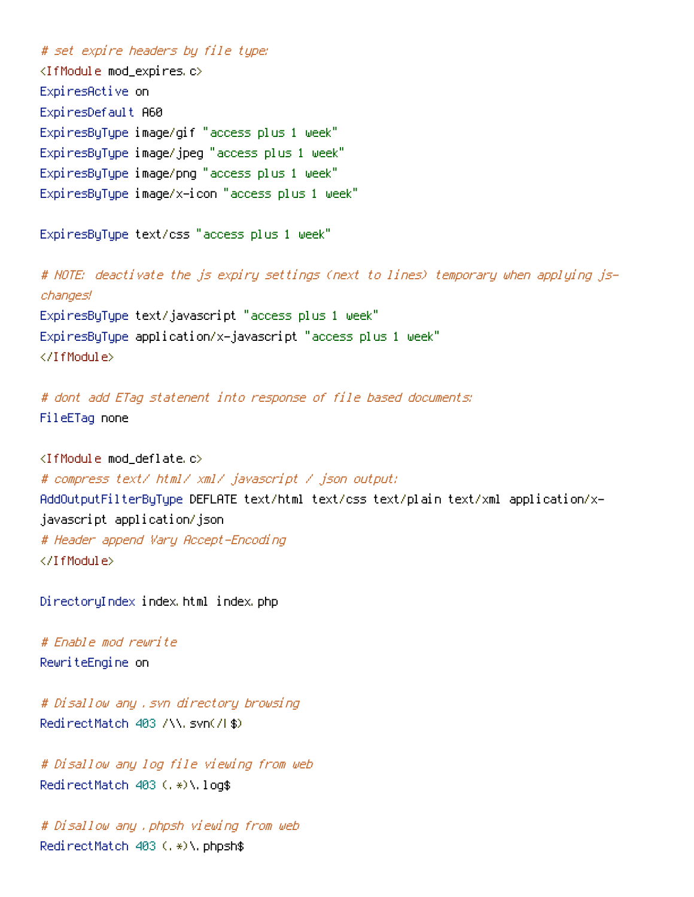```apache
# set expire headers by file type:
<IfModule mod_expires.c>
ExpiresActive on
ExpiresDefault A60
ExpiresByType image/gif "access plus 1 week"
ExpiresByType image/jpeg "access plus 1 week"
ExpiresByType image/png "access plus 1 week"
ExpiresByType image/x-icon "access plus 1 week"

ExpiresByType text/css "access plus 1 week"

# NOTE: deactivate the js expiry settings (next to lines) temporary when applying js-
changes!
ExpiresByType text/javascript "access plus 1 week"
ExpiresByType application/x-javascript "access plus 1 week"
</IfModule>

# dont add ETag statenent into response of file based documents:
FileETag none

<IfModule mod_deflate.c>
# compress text/ html/ xml/ javascript / json output:
AddOutputFilterByType DEFLATE text/html text/css text/plain text/xml application/x-
javascript application/json
# Header append Vary Accept-Encoding
</IfModule>

DirectoryIndex index.html index.php

# Enable mod rewrite
RewriteEngine on

# Disallow any .svn directory browsing
RedirectMatch 403 /\\.svn(/|$)

# Disallow any log file viewing from web
RedirectMatch 403 (.*)\.log$

# Disallow any .phpsh viewing from web
RedirectMatch 403 (.*)\.phpsh$
```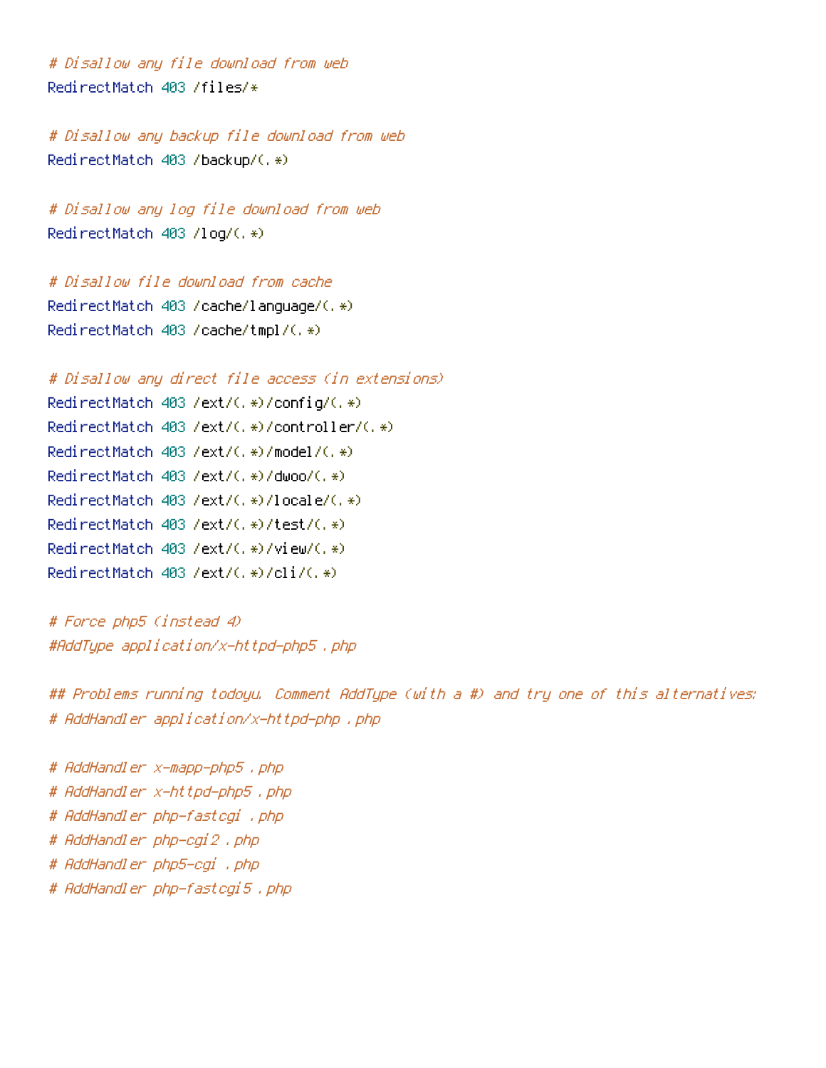```
# Disallow any file download from web
RedirectMatch 403 /files/*

# Disallow any backup file download from web
RedirectMatch 403 /backup/(.*)

# Disallow any log file download from web
RedirectMatch 403 /log/(.*)

# Disallow file download from cache
RedirectMatch 403 /cache/language/(.*)
RedirectMatch 403 /cache/tmpl/(.*)

# Disallow any direct file access (in extensions)
RedirectMatch 403 /ext/(.*)/config/(.*)
RedirectMatch 403 /ext/(.*)/controller/(.*)
RedirectMatch 403 /ext/(.*)/model/(.*)
RedirectMatch 403 /ext/(.*)/dwoo/(.*)
RedirectMatch 403 /ext/(.*)/locale/(.*)
RedirectMatch 403 /ext/(.*)/test/(.*)
RedirectMatch 403 /ext/(.*)/view/(.*)
RedirectMatch 403 /ext/(.*)/cli/(.*)

# Force php5 (instead 4)
#AddType application/x-httpd-php5 .php

## Problems running todoyu. Comment AddType (with a #) and try one of this alternatives:
# AddHandler application/x-httpd-php .php

# AddHandler x-mapp-php5 .php
# AddHandler x-httpd-php5 .php
# AddHandler php-fastcgi .php
# AddHandler php-cgi2 .php
# AddHandler php5-cgi .php
# AddHandler php-fastcgi5 .php
```